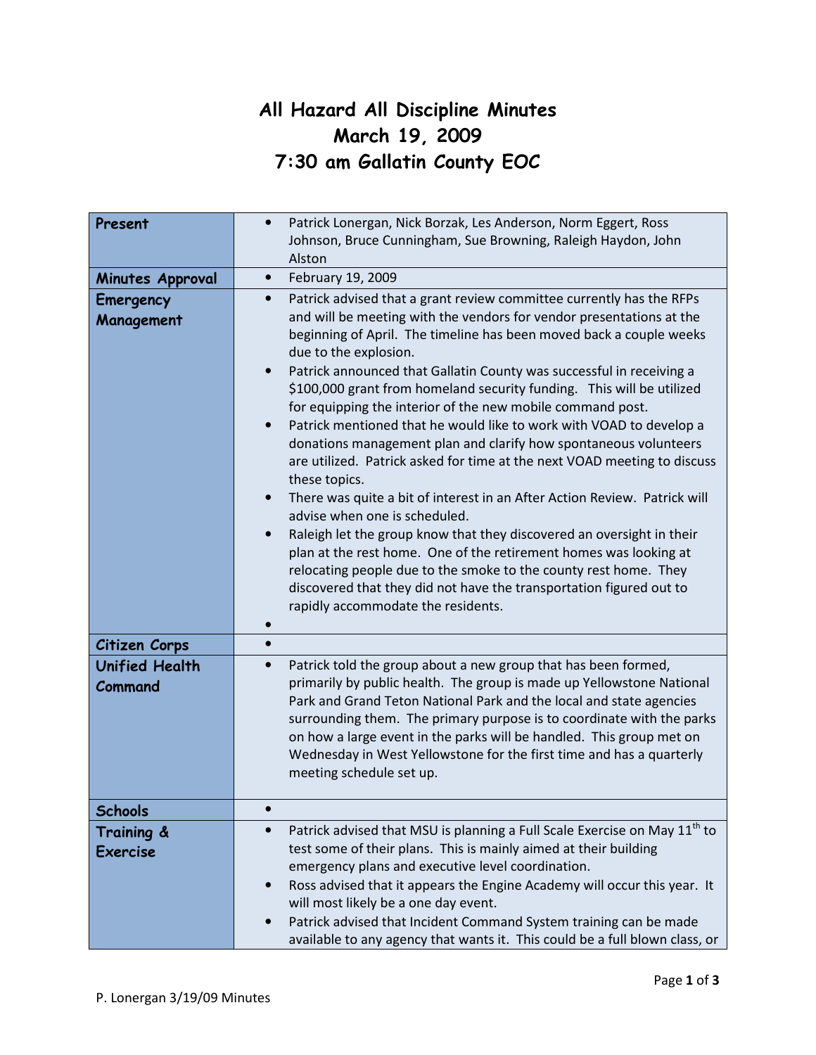# All Hazard All Discipline Minutes
## March 19, 2009
## 7:30 am Gallatin County EOC

| | |
|---|---|
| **Present** | • Patrick Lonergan, Nick Borzak, Les Anderson, Norm Eggert, Ross Johnson, Bruce Cunningham, Sue Browning, Raleigh Haydon, John Alston |
| **Minutes Approval** | • February 19, 2009 |
| **Emergency Management** | • Patrick advised that a grant review committee currently has the RFPs and will be meeting with the vendors for vendor presentations at the beginning of April. The timeline has been moved back a couple weeks due to the explosion.<br>• Patrick announced that Gallatin County was successful in receiving a $100,000 grant from homeland security funding. This will be utilized for equipping the interior of the new mobile command post.<br>• Patrick mentioned that he would like to work with VOAD to develop a donations management plan and clarify how spontaneous volunteers are utilized. Patrick asked for time at the next VOAD meeting to discuss these topics.<br>• There was quite a bit of interest in an After Action Review. Patrick will advise when one is scheduled.<br>• Raleigh let the group know that they discovered an oversight in their plan at the rest home. One of the retirement homes was looking at relocating people due to the smoke to the county rest home. They discovered that they did not have the transportation figured out to rapidly accommodate the residents.<br>• |
| **Citizen Corps** | • |
| **Unified Health Command** | • Patrick told the group about a new group that has been formed, primarily by public health. The group is made up Yellowstone National Park and Grand Teton National Park and the local and state agencies surrounding them. The primary purpose is to coordinate with the parks on how a large event in the parks will be handled. This group met on Wednesday in West Yellowstone for the first time and has a quarterly meeting schedule set up. |
| **Schools** | • |
| **Training & Exercise** | • Patrick advised that MSU is planning a Full Scale Exercise on May 11th to test some of their plans. This is mainly aimed at their building emergency plans and executive level coordination.<br>• Ross advised that it appears the Engine Academy will occur this year. It will most likely be a one day event.<br>• Patrick advised that Incident Command System training can be made available to any agency that wants it. This could be a full blown class, or |

P. Lonergan 3/19/09 Minutes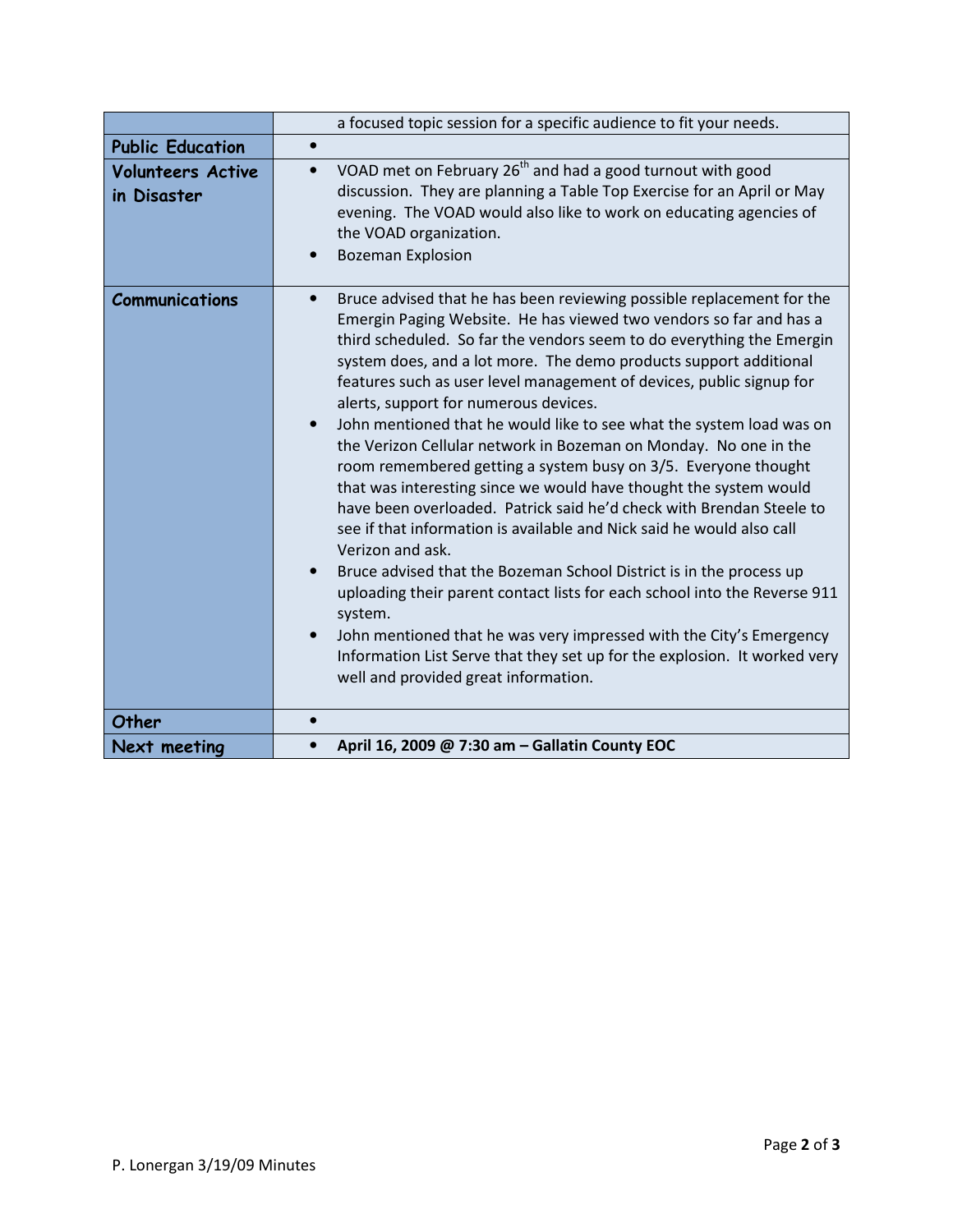| | |
|---|---|
| | a focused topic session for a specific audience to fit your needs. |
| **Public Education** | • |
| **Volunteers Active in Disaster** | • VOAD met on February 26th and had a good turnout with good discussion. They are planning a Table Top Exercise for an April or May evening. The VOAD would also like to work on educating agencies of the VOAD organization.<br>• Bozeman Explosion |
| **Communications** | • Bruce advised that he has been reviewing possible replacement for the Emergin Paging Website. He has viewed two vendors so far and has a third scheduled. So far the vendors seem to do everything the Emergin system does, and a lot more. The demo products support additional features such as user level management of devices, public signup for alerts, support for numerous devices.<br>• John mentioned that he would like to see what the system load was on the Verizon Cellular network in Bozeman on Monday. No one in the room remembered getting a system busy on 3/5. Everyone thought that was interesting since we would have thought the system would have been overloaded. Patrick said he'd check with Brendan Steele to see if that information is available and Nick said he would also call Verizon and ask.<br>• Bruce advised that the Bozeman School District is in the process up uploading their parent contact lists for each school into the Reverse 911 system.<br>• John mentioned that he was very impressed with the City's Emergency Information List Serve that they set up for the explosion. It worked very well and provided great information. |
| **Other** | • |
| **Next meeting** | • **April 16, 2009 @ 7:30 am – Gallatin County EOC** |

P. Lonergan 3/19/09 Minutes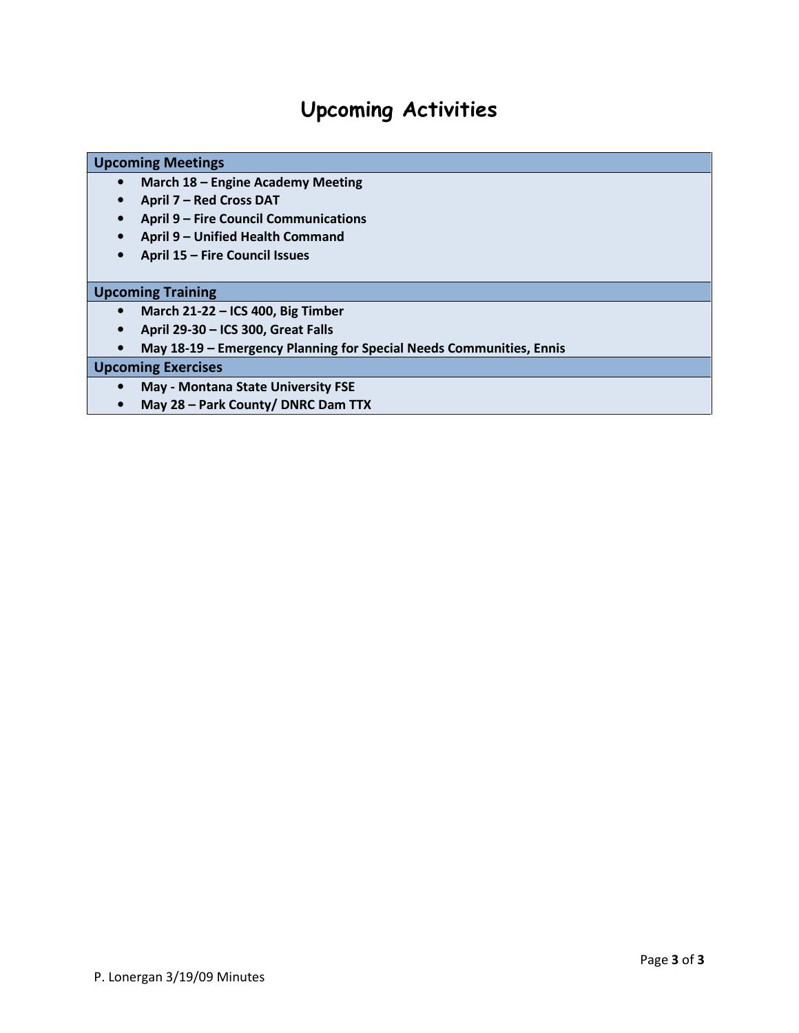# Upcoming Activities

## Upcoming Meetings

- **March 18 – Engine Academy Meeting**
- **April 7 – Red Cross DAT**
- **April 9 – Fire Council Communications**
- **April 9 – Unified Health Command**
- **April 15 – Fire Council Issues**

## Upcoming Training

- **March 21-22 – ICS 400, Big Timber**
- **April 29-30 – ICS 300, Great Falls**
- **May 18-19 – Emergency Planning for Special Needs Communities, Ennis**

## Upcoming Exercises

- **May - Montana State University FSE**
- **May 28 – Park County/ DNRC Dam TTX**

P. Lonergan 3/19/09 Minutes